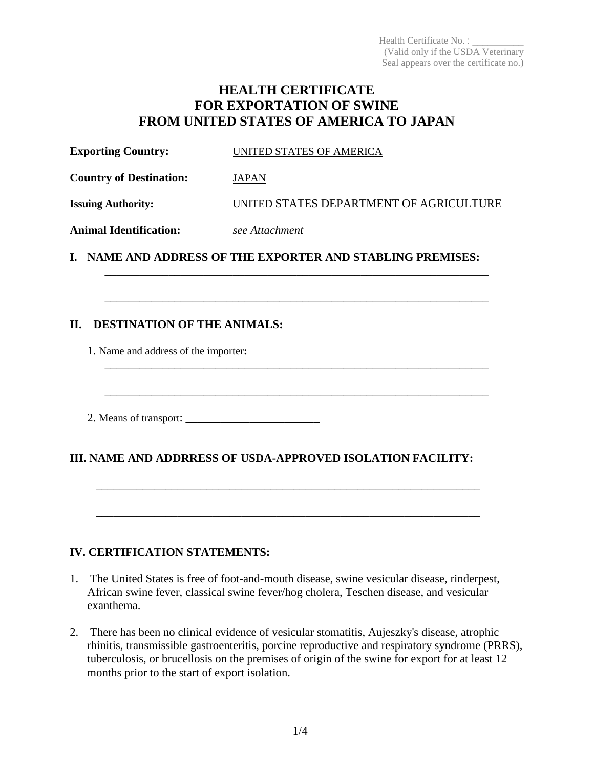Health Certificate No. : __________
(Valid only if the USDA Veterinary Seal appears over the certificate no.)

# HEALTH CERTIFICATE
# FOR EXPORTATION OF SWINE
# FROM UNITED STATES OF AMERICA TO JAPAN

**Exporting Country:** UNITED STATES OF AMERICA

**Country of Destination:** JAPAN

**Issuing Authority:** UNITED STATES DEPARTMENT OF AGRICULTURE

**Animal Identification:** *see Attachment*

## I. NAME AND ADDRESS OF THE EXPORTER AND STABLING PREMISES:

_____________________________________________________________________

_____________________________________________________________________

## II. DESTINATION OF THE ANIMALS:

1. Name and address of the importer**:**

_____________________________________________________________________

_____________________________________________________________________

2. Means of transport: ________________________

## III. NAME AND ADDRRESS OF USDA-APPROVED ISOLATION FACILITY:

_____________________________________________________________________

_____________________________________________________________________

## IV. CERTIFICATION STATEMENTS:

1. The United States is free of foot-and-mouth disease, swine vesicular disease, rinderpest, African swine fever, classical swine fever/hog cholera, Teschen disease, and vesicular exanthema.

2. There has been no clinical evidence of vesicular stomatitis, Aujeszky's disease, atrophic rhinitis, transmissible gastroenteritis, porcine reproductive and respiratory syndrome (PRRS), tuberculosis, or brucellosis on the premises of origin of the swine for export for at least 12 months prior to the start of export isolation.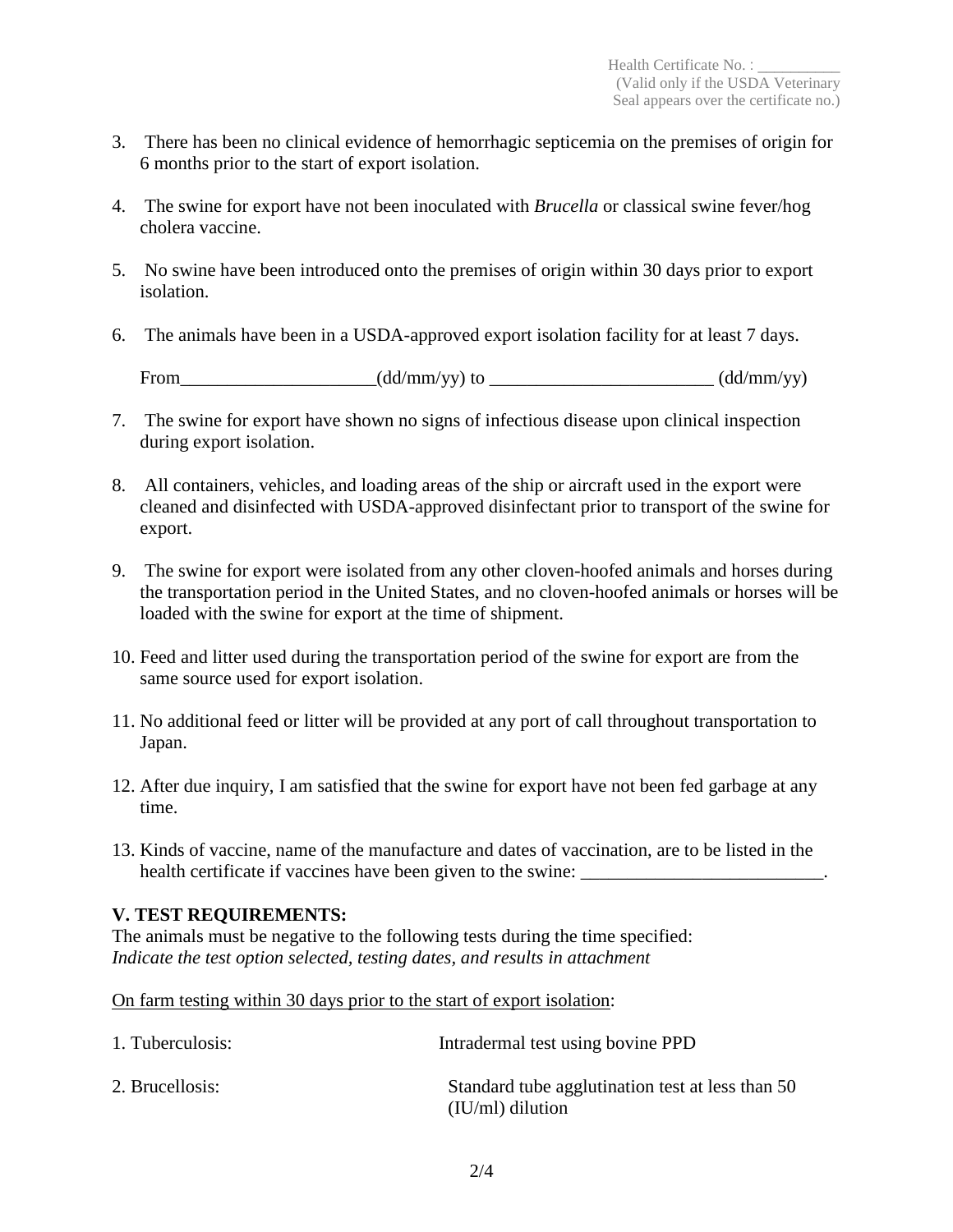Health Certificate No. : __________
(Valid only if the USDA Veterinary Seal appears over the certificate no.)

3. There has been no clinical evidence of hemorrhagic septicemia on the premises of origin for 6 months prior to the start of export isolation.

4. The swine for export have not been inoculated with *Brucella* or classical swine fever/hog cholera vaccine.

5. No swine have been introduced onto the premises of origin within 30 days prior to export isolation.

6. The animals have been in a USDA-approved export isolation facility for at least 7 days.

   From_____________________(dd/mm/yy) to ________________________ (dd/mm/yy)

7. The swine for export have shown no signs of infectious disease upon clinical inspection during export isolation.

8. All containers, vehicles, and loading areas of the ship or aircraft used in the export were cleaned and disinfected with USDA-approved disinfectant prior to transport of the swine for export.

9. The swine for export were isolated from any other cloven-hoofed animals and horses during the transportation period in the United States, and no cloven-hoofed animals or horses will be loaded with the swine for export at the time of shipment.

10. Feed and litter used during the transportation period of the swine for export are from the same source used for export isolation.

11. No additional feed or litter will be provided at any port of call throughout transportation to Japan.

12. After due inquiry, I am satisfied that the swine for export have not been fed garbage at any time.

13. Kinds of vaccine, name of the manufacture and dates of vaccination, are to be listed in the health certificate if vaccines have been given to the swine: __________________________.

**V. TEST REQUIREMENTS:**

The animals must be negative to the following tests during the time specified:
*Indicate the test option selected, testing dates, and results in attachment*

On farm testing within 30 days prior to the start of export isolation:

| | |
|---|---|
| 1. Tuberculosis: | Intradermal test using bovine PPD |
| 2. Brucellosis: | Standard tube agglutination test at less than 50 (IU/ml) dilution |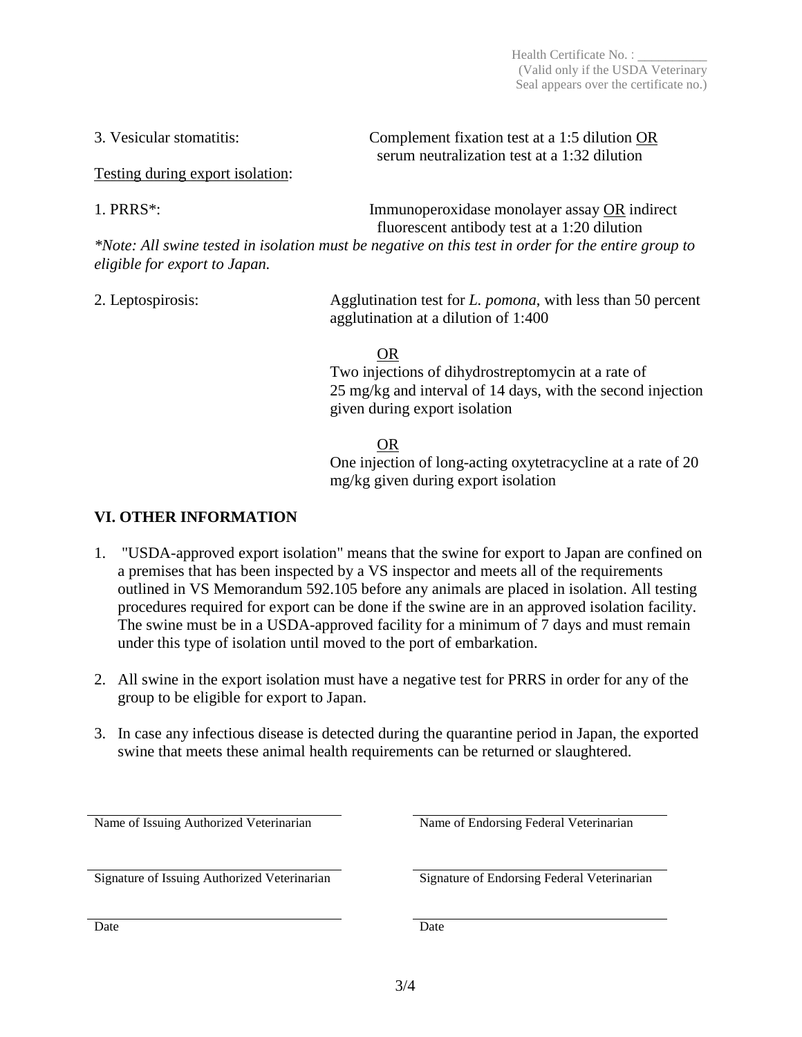Health Certificate No. : __________
(Valid only if the USDA Veterinary Seal appears over the certificate no.)

3. Vesicular stomatitis: Complement fixation test at a 1:5 dilution <u>OR</u> serum neutralization test at a 1:32 dilution

<u>Testing during export isolation</u>:

1. PRRS*: Immunoperoxidase monolayer assay <u>OR</u> indirect fluorescent antibody test at a 1:20 dilution

*\*Note: All swine tested in isolation must be negative on this test in order for the entire group to eligible for export to Japan.*

2. Leptospirosis: Agglutination test for *L. pomona*, with less than 50 percent agglutination at a dilution of 1:400

<u>OR</u>

Two injections of dihydrostreptomycin at a rate of 25 mg/kg and interval of 14 days, with the second injection given during export isolation

<u>OR</u>

One injection of long-acting oxytetracycline at a rate of 20 mg/kg given during export isolation

## VI. OTHER INFORMATION

1. "USDA-approved export isolation" means that the swine for export to Japan are confined on a premises that has been inspected by a VS inspector and meets all of the requirements outlined in VS Memorandum 592.105 before any animals are placed in isolation. All testing procedures required for export can be done if the swine are in an approved isolation facility. The swine must be in a USDA-approved facility for a minimum of 7 days and must remain under this type of isolation until moved to the port of embarkation.

2. All swine in the export isolation must have a negative test for PRRS in order for any of the group to be eligible for export to Japan.

3. In case any infectious disease is detected during the quarantine period in Japan, the exported swine that meets these animal health requirements can be returned or slaughtered.

| | |
|---|---|
| ______________________ | ______________________ |
| Name of Issuing Authorized Veterinarian | Name of Endorsing Federal Veterinarian |
| ______________________ | ______________________ |
| Signature of Issuing Authorized Veterinarian | Signature of Endorsing Federal Veterinarian |
| ______________________ | ______________________ |
| Date | Date |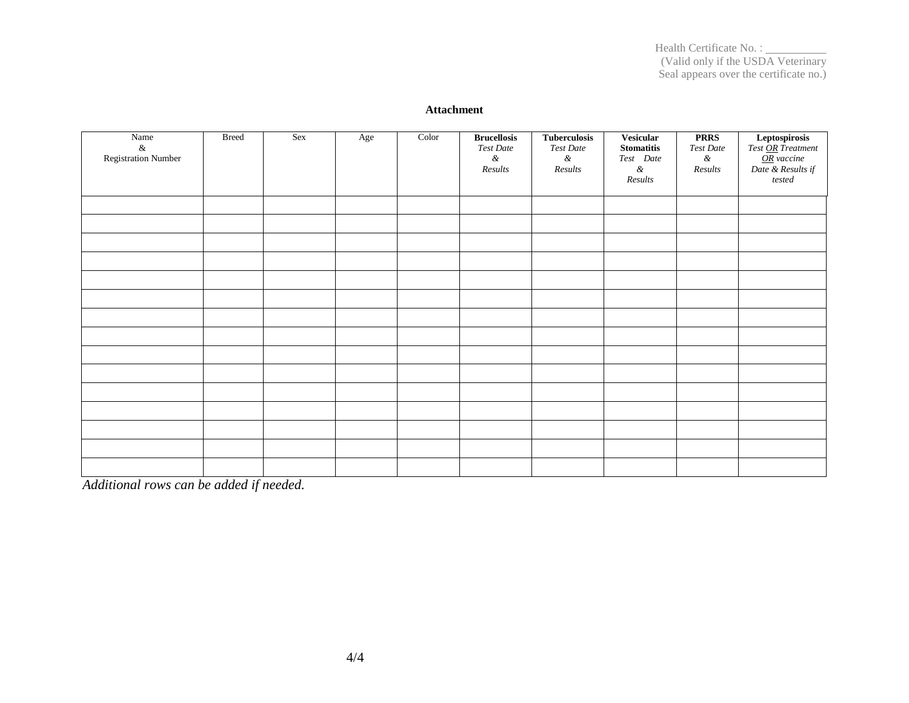Health Certificate No. : __________
(Valid only if the USDA Veterinary Seal appears over the certificate no.)

**Attachment**

| Name & Registration Number | Breed | Sex | Age | Color | **Brucellosis** *Test Date & Results* | **Tuberculosis** *Test Date & Results* | **Vesicular Stomatitis** *Test Date & Results* | **PRRS** *Test Date & Results* | **Leptospirosis** *Test OR Treatment OR vaccine Date & Results if tested* |
|---|---|---|---|---|---|---|---|---|---|
| | | | | | | | | | |
| | | | | | | | | | |
| | | | | | | | | | |
| | | | | | | | | | |
| | | | | | | | | | |
| | | | | | | | | | |
| | | | | | | | | | |
| | | | | | | | | | |
| | | | | | | | | | |
| | | | | | | | | | |
| | | | | | | | | | |
| | | | | | | | | | |
| | | | | | | | | | |
| | | | | | | | | | |
| | | | | | | | | | |

*Additional rows can be added if needed.*